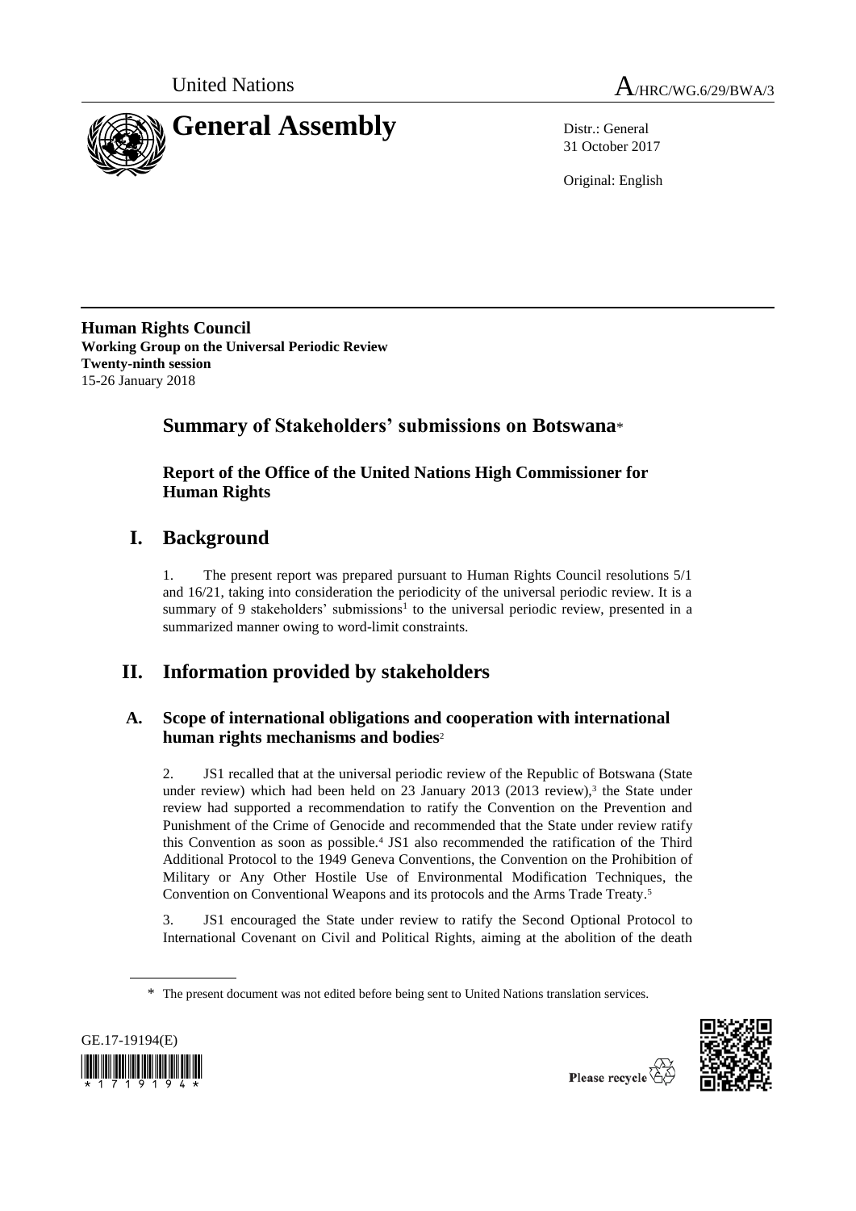United Nations

# A/HRC/WG.6/29/BWA/3

**General Assembly**

Distr.: General
31 October 2017

Original: English

**Human Rights Council**
**Working Group on the Universal Periodic Review**
**Twenty-ninth session**
15-26 January 2018

## Summary of Stakeholders' submissions on Botswana*

### Report of the Office of the United Nations High Commissioner for Human Rights

## I. Background

1. The present report was prepared pursuant to Human Rights Council resolutions 5/1 and 16/21, taking into consideration the periodicity of the universal periodic review. It is a summary of 9 stakeholders' submissions[1] to the universal periodic review, presented in a summarized manner owing to word-limit constraints.

## II. Information provided by stakeholders

### A. Scope of international obligations and cooperation with international human rights mechanisms and bodies[2]

2. JS1 recalled that at the universal periodic review of the Republic of Botswana (State under review) which had been held on 23 January 2013 (2013 review),[3] the State under review had supported a recommendation to ratify the Convention on the Prevention and Punishment of the Crime of Genocide and recommended that the State under review ratify this Convention as soon as possible.[4] JS1 also recommended the ratification of the Third Additional Protocol to the 1949 Geneva Conventions, the Convention on the Prohibition of Military or Any Other Hostile Use of Environmental Modification Techniques, the Convention on Conventional Weapons and its protocols and the Arms Trade Treaty.[5]

3. JS1 encouraged the State under review to ratify the Second Optional Protocol to International Covenant on Civil and Political Rights, aiming at the abolition of the death

\* The present document was not edited before being sent to United Nations translation services.

GE.17-19194(E)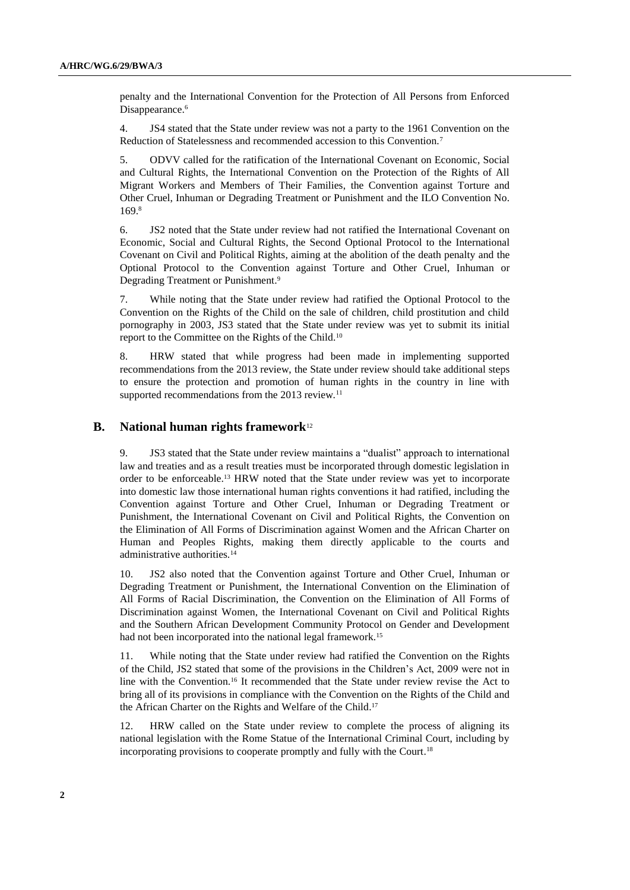penalty and the International Convention for the Protection of All Persons from Enforced Disappearance.[6]

4. JS4 stated that the State under review was not a party to the 1961 Convention on the Reduction of Statelessness and recommended accession to this Convention.[7]

5. ODVV called for the ratification of the International Covenant on Economic, Social and Cultural Rights, the International Convention on the Protection of the Rights of All Migrant Workers and Members of Their Families, the Convention against Torture and Other Cruel, Inhuman or Degrading Treatment or Punishment and the ILO Convention No. 169.[8]

6. JS2 noted that the State under review had not ratified the International Covenant on Economic, Social and Cultural Rights, the Second Optional Protocol to the International Covenant on Civil and Political Rights, aiming at the abolition of the death penalty and the Optional Protocol to the Convention against Torture and Other Cruel, Inhuman or Degrading Treatment or Punishment.[9]

7. While noting that the State under review had ratified the Optional Protocol to the Convention on the Rights of the Child on the sale of children, child prostitution and child pornography in 2003, JS3 stated that the State under review was yet to submit its initial report to the Committee on the Rights of the Child.[10]

8. HRW stated that while progress had been made in implementing supported recommendations from the 2013 review, the State under review should take additional steps to ensure the protection and promotion of human rights in the country in line with supported recommendations from the 2013 review.[11]

## B. National human rights framework[12]

9. JS3 stated that the State under review maintains a "dualist" approach to international law and treaties and as a result treaties must be incorporated through domestic legislation in order to be enforceable.[13] HRW noted that the State under review was yet to incorporate into domestic law those international human rights conventions it had ratified, including the Convention against Torture and Other Cruel, Inhuman or Degrading Treatment or Punishment, the International Covenant on Civil and Political Rights, the Convention on the Elimination of All Forms of Discrimination against Women and the African Charter on Human and Peoples Rights, making them directly applicable to the courts and administrative authorities.[14]

10. JS2 also noted that the Convention against Torture and Other Cruel, Inhuman or Degrading Treatment or Punishment, the International Convention on the Elimination of All Forms of Racial Discrimination, the Convention on the Elimination of All Forms of Discrimination against Women, the International Covenant on Civil and Political Rights and the Southern African Development Community Protocol on Gender and Development had not been incorporated into the national legal framework.[15]

11. While noting that the State under review had ratified the Convention on the Rights of the Child, JS2 stated that some of the provisions in the Children's Act, 2009 were not in line with the Convention.[16] It recommended that the State under review revise the Act to bring all of its provisions in compliance with the Convention on the Rights of the Child and the African Charter on the Rights and Welfare of the Child.[17]

12. HRW called on the State under review to complete the process of aligning its national legislation with the Rome Statue of the International Criminal Court, including by incorporating provisions to cooperate promptly and fully with the Court.[18]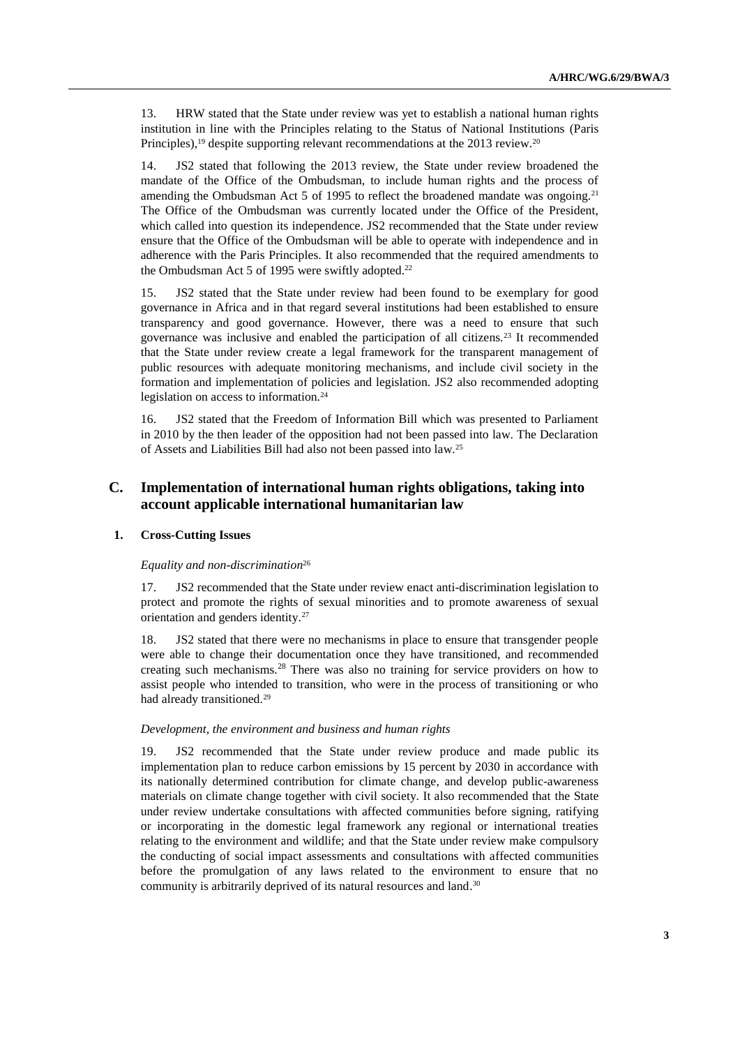13. HRW stated that the State under review was yet to establish a national human rights institution in line with the Principles relating to the Status of National Institutions (Paris Principles),[19] despite supporting relevant recommendations at the 2013 review.[20]

14. JS2 stated that following the 2013 review, the State under review broadened the mandate of the Office of the Ombudsman, to include human rights and the process of amending the Ombudsman Act 5 of 1995 to reflect the broadened mandate was ongoing.[21] The Office of the Ombudsman was currently located under the Office of the President, which called into question its independence. JS2 recommended that the State under review ensure that the Office of the Ombudsman will be able to operate with independence and in adherence with the Paris Principles. It also recommended that the required amendments to the Ombudsman Act 5 of 1995 were swiftly adopted.[22]

15. JS2 stated that the State under review had been found to be exemplary for good governance in Africa and in that regard several institutions had been established to ensure transparency and good governance. However, there was a need to ensure that such governance was inclusive and enabled the participation of all citizens.[23] It recommended that the State under review create a legal framework for the transparent management of public resources with adequate monitoring mechanisms, and include civil society in the formation and implementation of policies and legislation. JS2 also recommended adopting legislation on access to information.[24]

16. JS2 stated that the Freedom of Information Bill which was presented to Parliament in 2010 by the then leader of the opposition had not been passed into law. The Declaration of Assets and Liabilities Bill had also not been passed into law.[25]

## C. Implementation of international human rights obligations, taking into account applicable international humanitarian law

### 1. Cross-Cutting Issues

*Equality and non-discrimination*[26]

17. JS2 recommended that the State under review enact anti-discrimination legislation to protect and promote the rights of sexual minorities and to promote awareness of sexual orientation and genders identity.[27]

18. JS2 stated that there were no mechanisms in place to ensure that transgender people were able to change their documentation once they have transitioned, and recommended creating such mechanisms.[28] There was also no training for service providers on how to assist people who intended to transition, who were in the process of transitioning or who had already transitioned.[29]

*Development, the environment and business and human rights*

19. JS2 recommended that the State under review produce and made public its implementation plan to reduce carbon emissions by 15 percent by 2030 in accordance with its nationally determined contribution for climate change, and develop public-awareness materials on climate change together with civil society. It also recommended that the State under review undertake consultations with affected communities before signing, ratifying or incorporating in the domestic legal framework any regional or international treaties relating to the environment and wildlife; and that the State under review make compulsory the conducting of social impact assessments and consultations with affected communities before the promulgation of any laws related to the environment to ensure that no community is arbitrarily deprived of its natural resources and land.[30]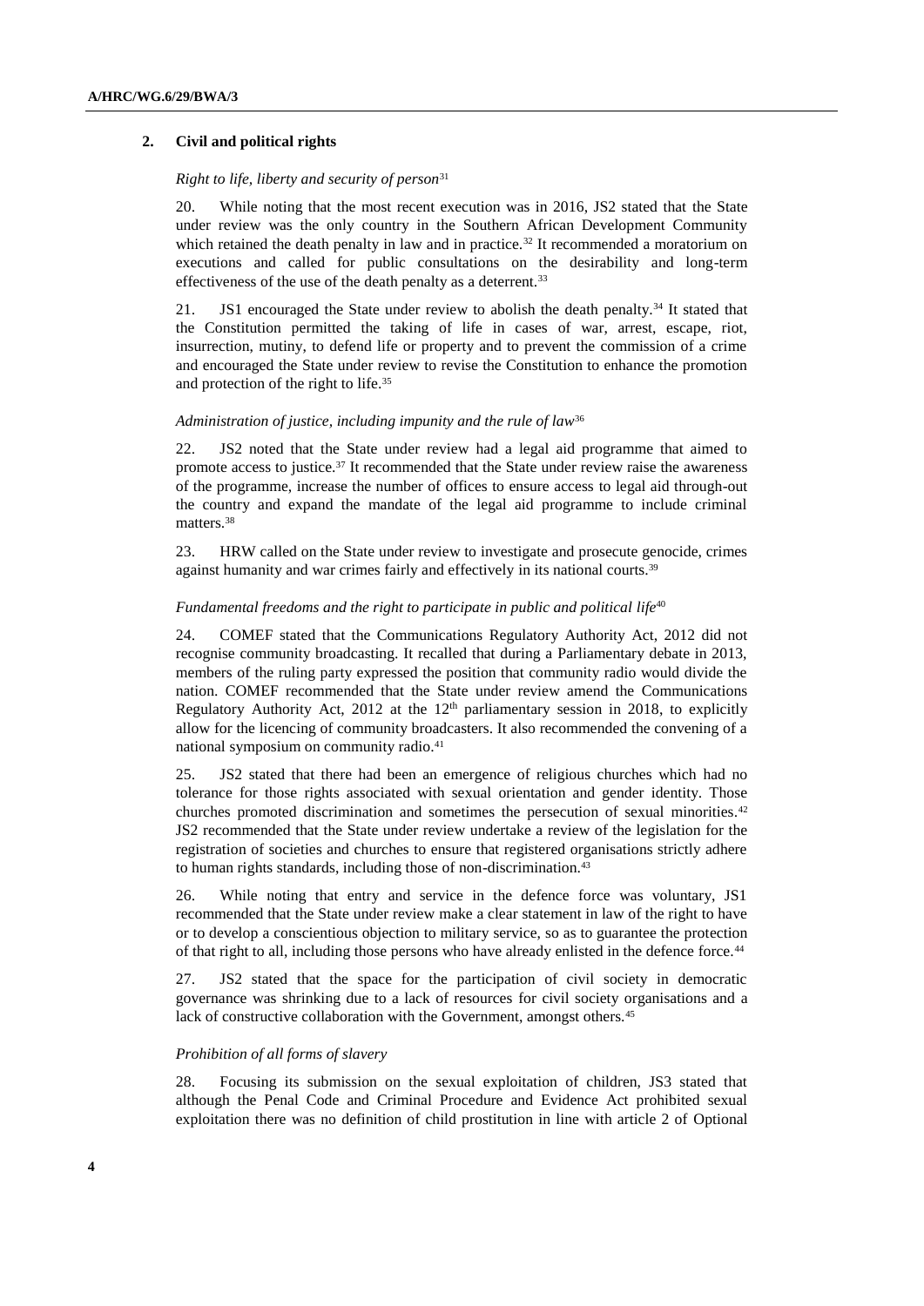## 2. Civil and political rights

*Right to life, liberty and security of person*[31]

20. While noting that the most recent execution was in 2016, JS2 stated that the State under review was the only country in the Southern African Development Community which retained the death penalty in law and in practice.[32] It recommended a moratorium on executions and called for public consultations on the desirability and long-term effectiveness of the use of the death penalty as a deterrent.[33]

21. JS1 encouraged the State under review to abolish the death penalty.[34] It stated that the Constitution permitted the taking of life in cases of war, arrest, escape, riot, insurrection, mutiny, to defend life or property and to prevent the commission of a crime and encouraged the State under review to revise the Constitution to enhance the promotion and protection of the right to life.[35]

*Administration of justice, including impunity and the rule of law*[36]

22. JS2 noted that the State under review had a legal aid programme that aimed to promote access to justice.[37] It recommended that the State under review raise the awareness of the programme, increase the number of offices to ensure access to legal aid through-out the country and expand the mandate of the legal aid programme to include criminal matters.[38]

23. HRW called on the State under review to investigate and prosecute genocide, crimes against humanity and war crimes fairly and effectively in its national courts.[39]

*Fundamental freedoms and the right to participate in public and political life*[40]

24. COMEF stated that the Communications Regulatory Authority Act, 2012 did not recognise community broadcasting. It recalled that during a Parliamentary debate in 2013, members of the ruling party expressed the position that community radio would divide the nation. COMEF recommended that the State under review amend the Communications Regulatory Authority Act, 2012 at the 12th parliamentary session in 2018, to explicitly allow for the licencing of community broadcasters. It also recommended the convening of a national symposium on community radio.[41]

25. JS2 stated that there had been an emergence of religious churches which had no tolerance for those rights associated with sexual orientation and gender identity. Those churches promoted discrimination and sometimes the persecution of sexual minorities.[42] JS2 recommended that the State under review undertake a review of the legislation for the registration of societies and churches to ensure that registered organisations strictly adhere to human rights standards, including those of non-discrimination.[43]

26. While noting that entry and service in the defence force was voluntary, JS1 recommended that the State under review make a clear statement in law of the right to have or to develop a conscientious objection to military service, so as to guarantee the protection of that right to all, including those persons who have already enlisted in the defence force.[44]

27. JS2 stated that the space for the participation of civil society in democratic governance was shrinking due to a lack of resources for civil society organisations and a lack of constructive collaboration with the Government, amongst others.[45]

*Prohibition of all forms of slavery*

28. Focusing its submission on the sexual exploitation of children, JS3 stated that although the Penal Code and Criminal Procedure and Evidence Act prohibited sexual exploitation there was no definition of child prostitution in line with article 2 of Optional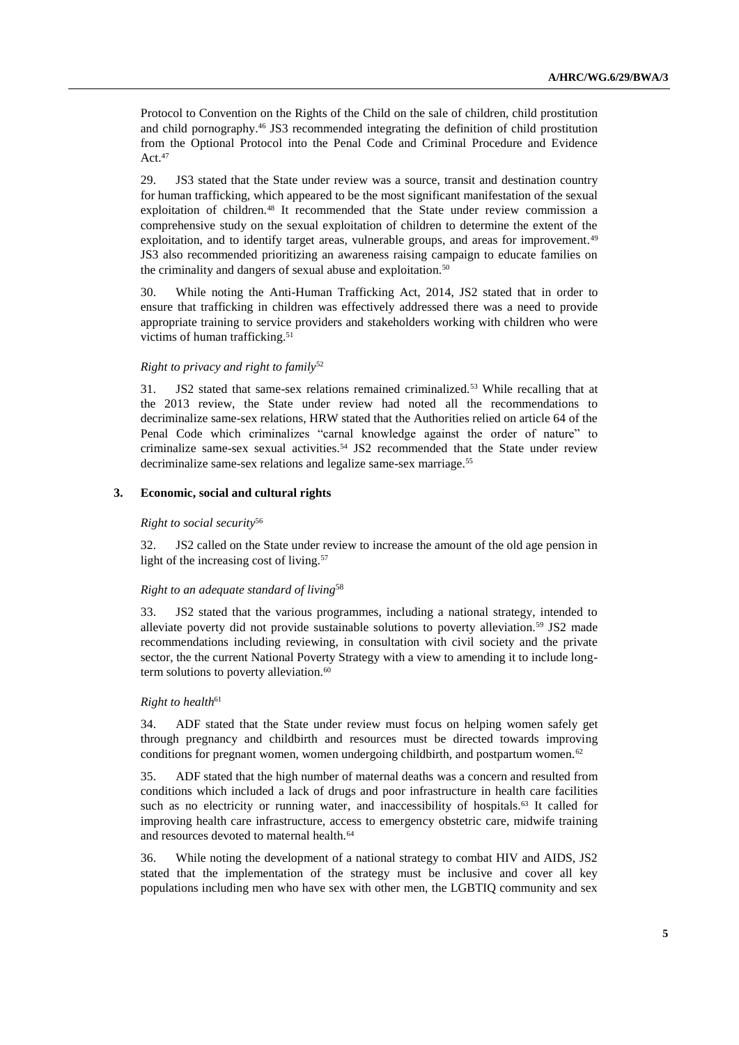Protocol to Convention on the Rights of the Child on the sale of children, child prostitution and child pornography.[46] JS3 recommended integrating the definition of child prostitution from the Optional Protocol into the Penal Code and Criminal Procedure and Evidence Act.[47]

29. JS3 stated that the State under review was a source, transit and destination country for human trafficking, which appeared to be the most significant manifestation of the sexual exploitation of children.[48] It recommended that the State under review commission a comprehensive study on the sexual exploitation of children to determine the extent of the exploitation, and to identify target areas, vulnerable groups, and areas for improvement.[49] JS3 also recommended prioritizing an awareness raising campaign to educate families on the criminality and dangers of sexual abuse and exploitation.[50]

30. While noting the Anti-Human Trafficking Act, 2014, JS2 stated that in order to ensure that trafficking in children was effectively addressed there was a need to provide appropriate training to service providers and stakeholders working with children who were victims of human trafficking.[51]

*Right to privacy and right to family*[52]

31. JS2 stated that same-sex relations remained criminalized.[53] While recalling that at the 2013 review, the State under review had noted all the recommendations to decriminalize same-sex relations, HRW stated that the Authorities relied on article 64 of the Penal Code which criminalizes "carnal knowledge against the order of nature" to criminalize same-sex sexual activities.[54] JS2 recommended that the State under review decriminalize same-sex relations and legalize same-sex marriage.[55]

### 3. Economic, social and cultural rights

*Right to social security*[56]

32. JS2 called on the State under review to increase the amount of the old age pension in light of the increasing cost of living.[57]

*Right to an adequate standard of living*[58]

33. JS2 stated that the various programmes, including a national strategy, intended to alleviate poverty did not provide sustainable solutions to poverty alleviation.[59] JS2 made recommendations including reviewing, in consultation with civil society and the private sector, the the current National Poverty Strategy with a view to amending it to include long-term solutions to poverty alleviation.[60]

*Right to health*[61]

34. ADF stated that the State under review must focus on helping women safely get through pregnancy and childbirth and resources must be directed towards improving conditions for pregnant women, women undergoing childbirth, and postpartum women.[62]

35. ADF stated that the high number of maternal deaths was a concern and resulted from conditions which included a lack of drugs and poor infrastructure in health care facilities such as no electricity or running water, and inaccessibility of hospitals.[63] It called for improving health care infrastructure, access to emergency obstetric care, midwife training and resources devoted to maternal health.[64]

36. While noting the development of a national strategy to combat HIV and AIDS, JS2 stated that the implementation of the strategy must be inclusive and cover all key populations including men who have sex with other men, the LGBTIQ community and sex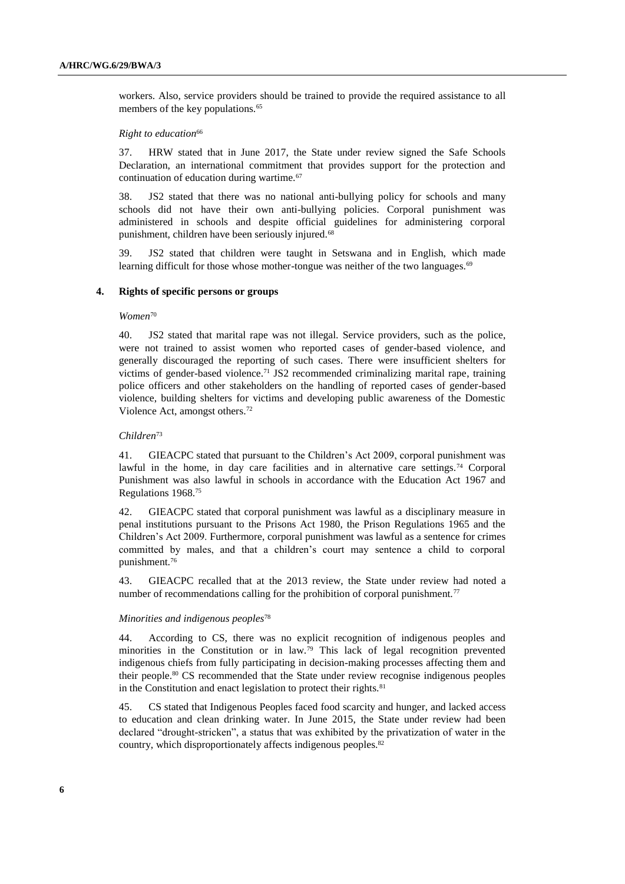workers. Also, service providers should be trained to provide the required assistance to all members of the key populations.[65]

*Right to education*[66]

37. HRW stated that in June 2017, the State under review signed the Safe Schools Declaration, an international commitment that provides support for the protection and continuation of education during wartime.[67]

38. JS2 stated that there was no national anti-bullying policy for schools and many schools did not have their own anti-bullying policies. Corporal punishment was administered in schools and despite official guidelines for administering corporal punishment, children have been seriously injured.[68]

39. JS2 stated that children were taught in Setswana and in English, which made learning difficult for those whose mother-tongue was neither of the two languages.[69]

### 4. Rights of specific persons or groups

*Women*[70]

40. JS2 stated that marital rape was not illegal. Service providers, such as the police, were not trained to assist women who reported cases of gender-based violence, and generally discouraged the reporting of such cases. There were insufficient shelters for victims of gender-based violence.[71] JS2 recommended criminalizing marital rape, training police officers and other stakeholders on the handling of reported cases of gender-based violence, building shelters for victims and developing public awareness of the Domestic Violence Act, amongst others.[72]

*Children*[73]

41. GIEACPC stated that pursuant to the Children's Act 2009, corporal punishment was lawful in the home, in day care facilities and in alternative care settings.[74] Corporal Punishment was also lawful in schools in accordance with the Education Act 1967 and Regulations 1968.[75]

42. GIEACPC stated that corporal punishment was lawful as a disciplinary measure in penal institutions pursuant to the Prisons Act 1980, the Prison Regulations 1965 and the Children's Act 2009. Furthermore, corporal punishment was lawful as a sentence for crimes committed by males, and that a children's court may sentence a child to corporal punishment.[76]

43. GIEACPC recalled that at the 2013 review, the State under review had noted a number of recommendations calling for the prohibition of corporal punishment.[77]

*Minorities and indigenous peoples*[78]

44. According to CS, there was no explicit recognition of indigenous peoples and minorities in the Constitution or in law.[79] This lack of legal recognition prevented indigenous chiefs from fully participating in decision-making processes affecting them and their people.[80] CS recommended that the State under review recognise indigenous peoples in the Constitution and enact legislation to protect their rights.[81]

45. CS stated that Indigenous Peoples faced food scarcity and hunger, and lacked access to education and clean drinking water. In June 2015, the State under review had been declared "drought-stricken", a status that was exhibited by the privatization of water in the country, which disproportionately affects indigenous peoples.[82]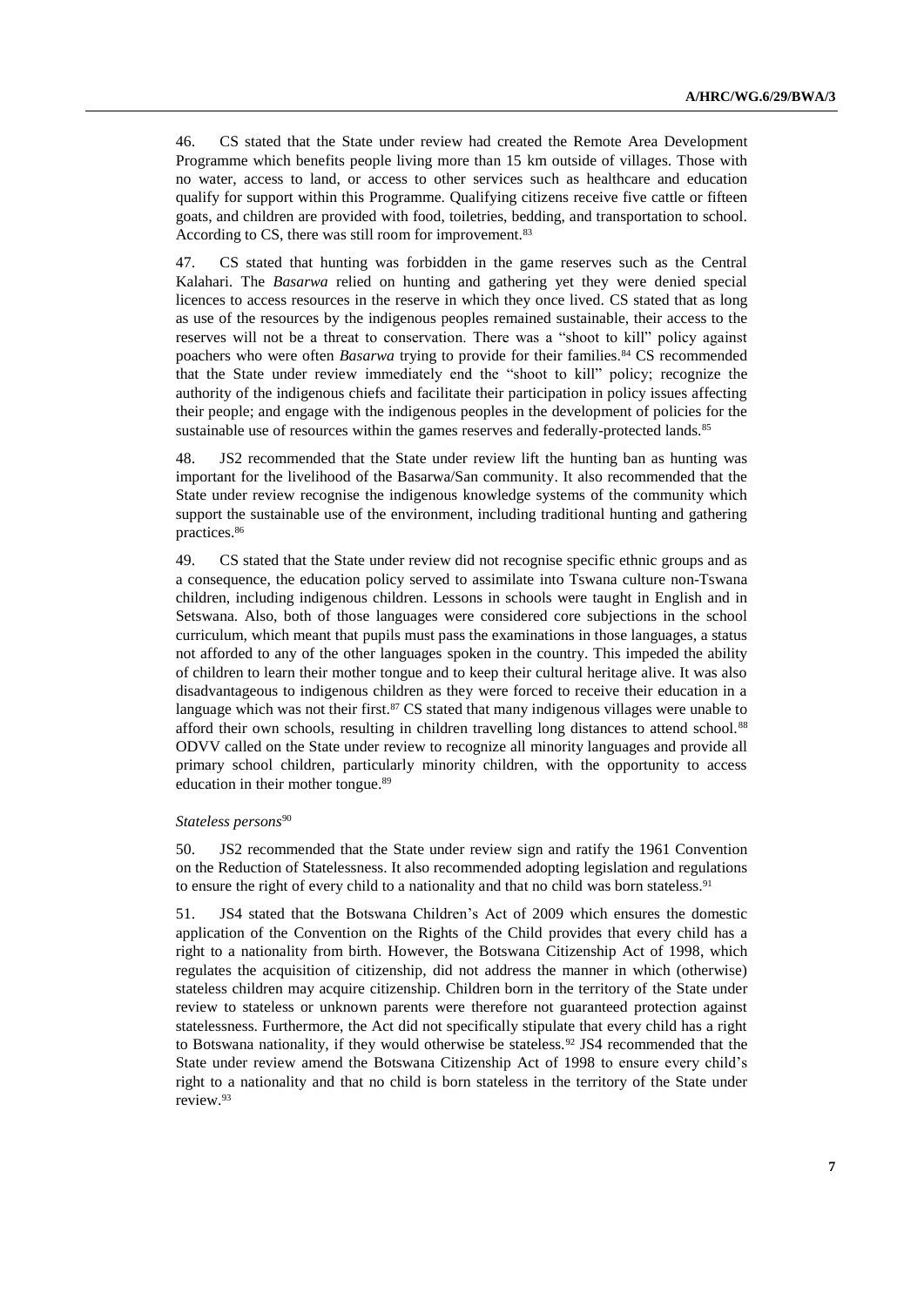46. CS stated that the State under review had created the Remote Area Development Programme which benefits people living more than 15 km outside of villages. Those with no water, access to land, or access to other services such as healthcare and education qualify for support within this Programme. Qualifying citizens receive five cattle or fifteen goats, and children are provided with food, toiletries, bedding, and transportation to school. According to CS, there was still room for improvement.[83]

47. CS stated that hunting was forbidden in the game reserves such as the Central Kalahari. The *Basarwa* relied on hunting and gathering yet they were denied special licences to access resources in the reserve in which they once lived. CS stated that as long as use of the resources by the indigenous peoples remained sustainable, their access to the reserves will not be a threat to conservation. There was a "shoot to kill" policy against poachers who were often *Basarwa* trying to provide for their families.[84] CS recommended that the State under review immediately end the "shoot to kill" policy; recognize the authority of the indigenous chiefs and facilitate their participation in policy issues affecting their people; and engage with the indigenous peoples in the development of policies for the sustainable use of resources within the games reserves and federally-protected lands.[85]

48. JS2 recommended that the State under review lift the hunting ban as hunting was important for the livelihood of the Basarwa/San community. It also recommended that the State under review recognise the indigenous knowledge systems of the community which support the sustainable use of the environment, including traditional hunting and gathering practices.[86]

49. CS stated that the State under review did not recognise specific ethnic groups and as a consequence, the education policy served to assimilate into Tswana culture non-Tswana children, including indigenous children. Lessons in schools were taught in English and in Setswana. Also, both of those languages were considered core subjections in the school curriculum, which meant that pupils must pass the examinations in those languages, a status not afforded to any of the other languages spoken in the country. This impeded the ability of children to learn their mother tongue and to keep their cultural heritage alive. It was also disadvantageous to indigenous children as they were forced to receive their education in a language which was not their first.[87] CS stated that many indigenous villages were unable to afford their own schools, resulting in children travelling long distances to attend school.[88] ODVV called on the State under review to recognize all minority languages and provide all primary school children, particularly minority children, with the opportunity to access education in their mother tongue.[89]

*Stateless persons*[90]

50. JS2 recommended that the State under review sign and ratify the 1961 Convention on the Reduction of Statelessness. It also recommended adopting legislation and regulations to ensure the right of every child to a nationality and that no child was born stateless.[91]

51. JS4 stated that the Botswana Children's Act of 2009 which ensures the domestic application of the Convention on the Rights of the Child provides that every child has a right to a nationality from birth. However, the Botswana Citizenship Act of 1998, which regulates the acquisition of citizenship, did not address the manner in which (otherwise) stateless children may acquire citizenship. Children born in the territory of the State under review to stateless or unknown parents were therefore not guaranteed protection against statelessness. Furthermore, the Act did not specifically stipulate that every child has a right to Botswana nationality, if they would otherwise be stateless.[92] JS4 recommended that the State under review amend the Botswana Citizenship Act of 1998 to ensure every child's right to a nationality and that no child is born stateless in the territory of the State under review.[93]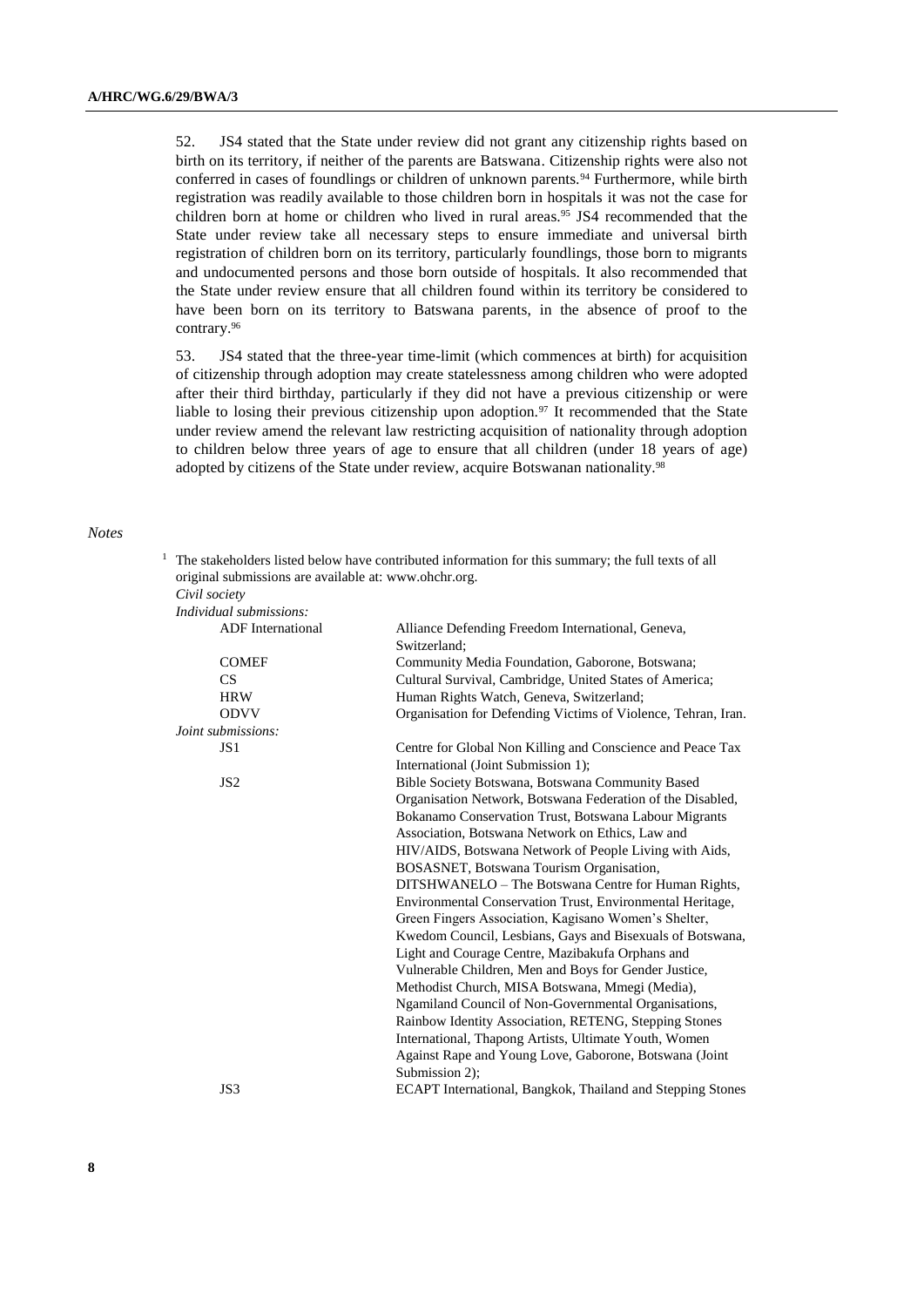52. JS4 stated that the State under review did not grant any citizenship rights based on birth on its territory, if neither of the parents are Batswana. Citizenship rights were also not conferred in cases of foundlings or children of unknown parents.[94] Furthermore, while birth registration was readily available to those children born in hospitals it was not the case for children born at home or children who lived in rural areas.[95] JS4 recommended that the State under review take all necessary steps to ensure immediate and universal birth registration of children born on its territory, particularly foundlings, those born to migrants and undocumented persons and those born outside of hospitals. It also recommended that the State under review ensure that all children found within its territory be considered to have been born on its territory to Batswana parents, in the absence of proof to the contrary.[96]

53. JS4 stated that the three-year time-limit (which commences at birth) for acquisition of citizenship through adoption may create statelessness among children who were adopted after their third birthday, particularly if they did not have a previous citizenship or were liable to losing their previous citizenship upon adoption.[97] It recommended that the State under review amend the relevant law restricting acquisition of nationality through adoption to children below three years of age to ensure that all children (under 18 years of age) adopted by citizens of the State under review, acquire Botswanan nationality.[98]

*Notes*

[1] The stakeholders listed below have contributed information for this summary; the full texts of all original submissions are available at: www.ohchr.org.

*Civil society*

*Individual submissions:*

| | |
|---|---|
| ADF International | Alliance Defending Freedom International, Geneva, Switzerland; |
| COMEF | Community Media Foundation, Gaborone, Botswana; |
| CS | Cultural Survival, Cambridge, United States of America; |
| HRW | Human Rights Watch, Geneva, Switzerland; |
| ODVV | Organisation for Defending Victims of Violence, Tehran, Iran. |

*Joint submissions:*

| | |
|---|---|
| JS1 | Centre for Global Non Killing and Conscience and Peace Tax International (Joint Submission 1); |
| JS2 | Bible Society Botswana, Botswana Community Based Organisation Network, Botswana Federation of the Disabled, Bokanamo Conservation Trust, Botswana Labour Migrants Association, Botswana Network on Ethics, Law and HIV/AIDS, Botswana Network of People Living with Aids, BOSASNET, Botswana Tourism Organisation, DITSHWANELO – The Botswana Centre for Human Rights, Environmental Conservation Trust, Environmental Heritage, Green Fingers Association, Kagisano Women's Shelter, Kwedom Council, Lesbians, Gays and Bisexuals of Botswana, Light and Courage Centre, Mazibakufa Orphans and Vulnerable Children, Men and Boys for Gender Justice, Methodist Church, MISA Botswana, Mmegi (Media), Ngamiland Council of Non-Governmental Organisations, Rainbow Identity Association, RETENG, Stepping Stones International, Thapong Artists, Ultimate Youth, Women Against Rape and Young Love, Gaborone, Botswana (Joint Submission 2); |
| JS3 | ECAPT International, Bangkok, Thailand and Stepping Stones |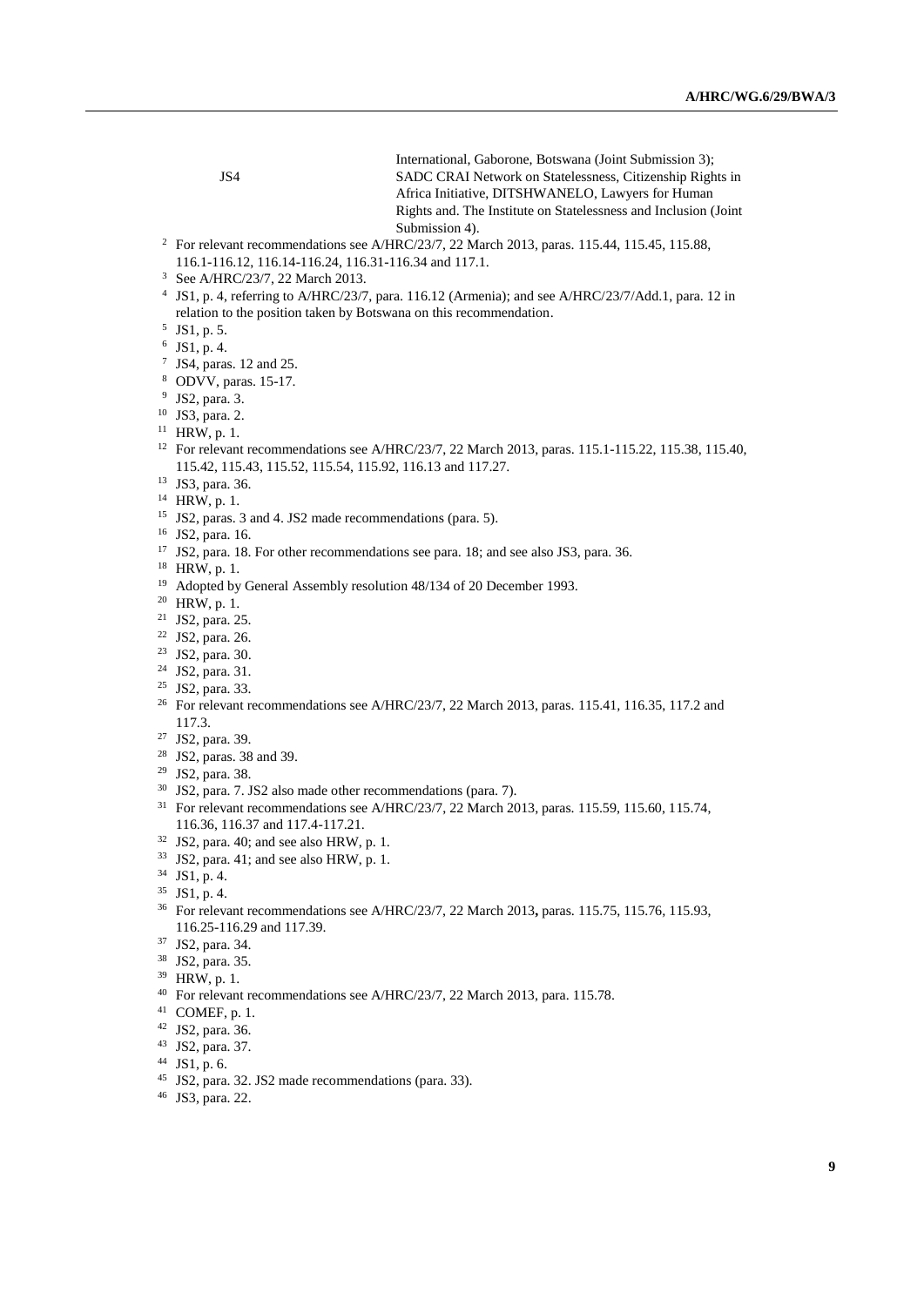International, Gaborone, Botswana (Joint Submission 3);

JS4 SADC CRAI Network on Statelessness, Citizenship Rights in Africa Initiative, DITSHWANELO, Lawyers for Human Rights and. The Institute on Statelessness and Inclusion (Joint Submission 4).

[2] For relevant recommendations see A/HRC/23/7, 22 March 2013, paras. 115.44, 115.45, 115.88, 116.1-116.12, 116.14-116.24, 116.31-116.34 and 117.1.

[3] See A/HRC/23/7, 22 March 2013.

[4] JS1, p. 4, referring to A/HRC/23/7, para. 116.12 (Armenia); and see A/HRC/23/7/Add.1, para. 12 in relation to the position taken by Botswana on this recommendation.

[5] JS1, p. 5.

[6] JS1, p. 4.

[7] JS4, paras. 12 and 25.

[8] ODVV, paras. 15-17.

[9] JS2, para. 3.

[10] JS3, para. 2.

[11] HRW, p. 1.

[12] For relevant recommendations see A/HRC/23/7, 22 March 2013, paras. 115.1-115.22, 115.38, 115.40, 115.42, 115.43, 115.52, 115.54, 115.92, 116.13 and 117.27.

[13] JS3, para. 36.

[14] HRW, p. 1.

[15] JS2, paras. 3 and 4. JS2 made recommendations (para. 5).

[16] JS2, para. 16.

[17] JS2, para. 18. For other recommendations see para. 18; and see also JS3, para. 36.

[18] HRW, p. 1.

[19] Adopted by General Assembly resolution 48/134 of 20 December 1993.

[20] HRW, p. 1.

[21] JS2, para. 25.

[22] JS2, para. 26.

[23] JS2, para. 30.

[24] JS2, para. 31.

[25] JS2, para. 33.

[26] For relevant recommendations see A/HRC/23/7, 22 March 2013, paras. 115.41, 116.35, 117.2 and 117.3.

[27] JS2, para. 39.

[28] JS2, paras. 38 and 39.

[29] JS2, para. 38.

[30] JS2, para. 7. JS2 also made other recommendations (para. 7).

[31] For relevant recommendations see A/HRC/23/7, 22 March 2013, paras. 115.59, 115.60, 115.74, 116.36, 116.37 and 117.4-117.21.

[32] JS2, para. 40; and see also HRW, p. 1.

[33] JS2, para. 41; and see also HRW, p. 1.

[34] JS1, p. 4.

[35] JS1, p. 4.

[36] For relevant recommendations see A/HRC/23/7, 22 March 2013**,** paras. 115.75, 115.76, 115.93, 116.25-116.29 and 117.39.

[37] JS2, para. 34.

[38] JS2, para. 35.

[39] HRW, p. 1.

[40] For relevant recommendations see A/HRC/23/7, 22 March 2013, para. 115.78.

[41] COMEF, p. 1.

[42] JS2, para. 36.

[43] JS2, para. 37.

[44] JS1, p. 6.

[45] JS2, para. 32. JS2 made recommendations (para. 33).

[46] JS3, para. 22.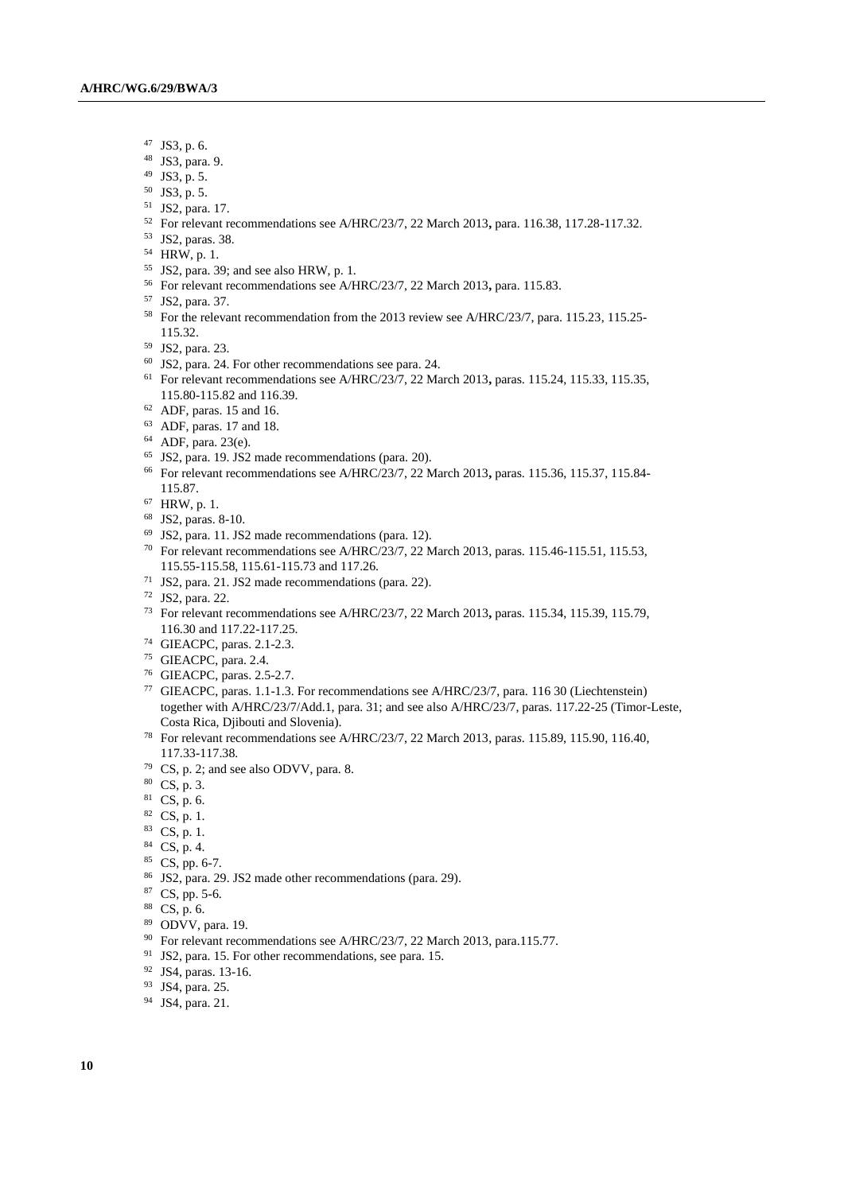[47] JS3, p. 6.
[48] JS3, para. 9.
[49] JS3, p. 5.
[50] JS3, p. 5.
[51] JS2, para. 17.
[52] For relevant recommendations see A/HRC/23/7, 22 March 2013**,** para. 116.38, 117.28-117.32.
[53] JS2, paras. 38.
[54] HRW, p. 1.
[55] JS2, para. 39; and see also HRW, p. 1.
[56] For relevant recommendations see A/HRC/23/7, 22 March 2013**,** para. 115.83.
[57] JS2, para. 37.
[58] For the relevant recommendation from the 2013 review see A/HRC/23/7, para. 115.23, 115.25-115.32.
[59] JS2, para. 23.
[60] JS2, para. 24. For other recommendations see para. 24.
[61] For relevant recommendations see A/HRC/23/7, 22 March 2013**,** paras. 115.24, 115.33, 115.35, 115.80-115.82 and 116.39.
[62] ADF, paras. 15 and 16.
[63] ADF, paras. 17 and 18.
[64] ADF, para. 23(e).
[65] JS2, para. 19. JS2 made recommendations (para. 20).
[66] For relevant recommendations see A/HRC/23/7, 22 March 2013**,** paras. 115.36, 115.37, 115.84-115.87.
[67] HRW, p. 1.
[68] JS2, paras. 8-10.
[69] JS2, para. 11. JS2 made recommendations (para. 12).
[70] For relevant recommendations see A/HRC/23/7, 22 March 2013, paras. 115.46-115.51, 115.53, 115.55-115.58, 115.61-115.73 and 117.26.
[71] JS2, para. 21. JS2 made recommendations (para. 22).
[72] JS2, para. 22.
[73] For relevant recommendations see A/HRC/23/7, 22 March 2013**,** paras. 115.34, 115.39, 115.79, 116.30 and 117.22-117.25.
[74] GIEACPC, paras. 2.1-2.3.
[75] GIEACPC, para. 2.4.
[76] GIEACPC, paras. 2.5-2.7.
[77] GIEACPC, paras. 1.1-1.3. For recommendations see A/HRC/23/7, para. 116 30 (Liechtenstein) together with A/HRC/23/7/Add.1, para. 31; and see also A/HRC/23/7, paras. 117.22-25 (Timor-Leste, Costa Rica, Djibouti and Slovenia).
[78] For relevant recommendations see A/HRC/23/7, 22 March 2013, paras. 115.89, 115.90, 116.40, 117.33-117.38.
[79] CS, p. 2; and see also ODVV, para. 8.
[80] CS, p. 3.
[81] CS, p. 6.
[82] CS, p. 1.
[83] CS, p. 1.
[84] CS, p. 4.
[85] CS, pp. 6-7.
[86] JS2, para. 29. JS2 made other recommendations (para. 29).
[87] CS, pp. 5-6.
[88] CS, p. 6.
[89] ODVV, para. 19.
[90] For relevant recommendations see A/HRC/23/7, 22 March 2013, para.115.77.
[91] JS2, para. 15. For other recommendations, see para. 15.
[92] JS4, paras. 13-16.
[93] JS4, para. 25.
[94] JS4, para. 21.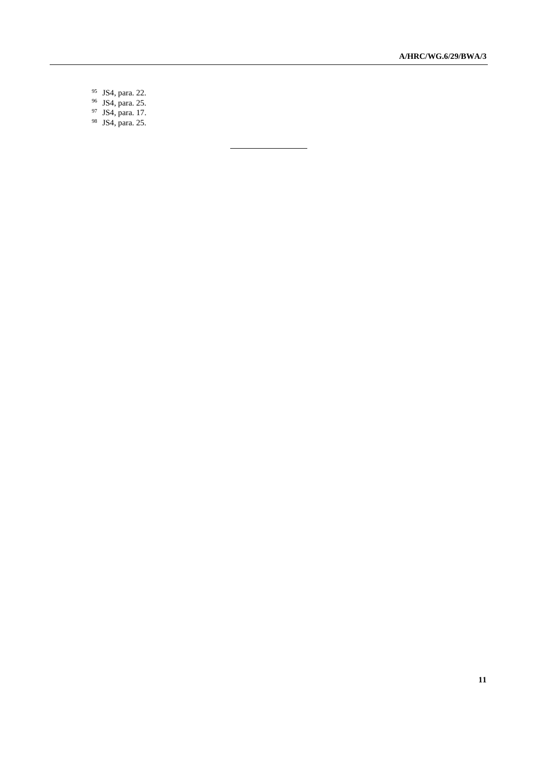[95] JS4, para. 22.
[96] JS4, para. 25.
[97] JS4, para. 17.
[98] JS4, para. 25.